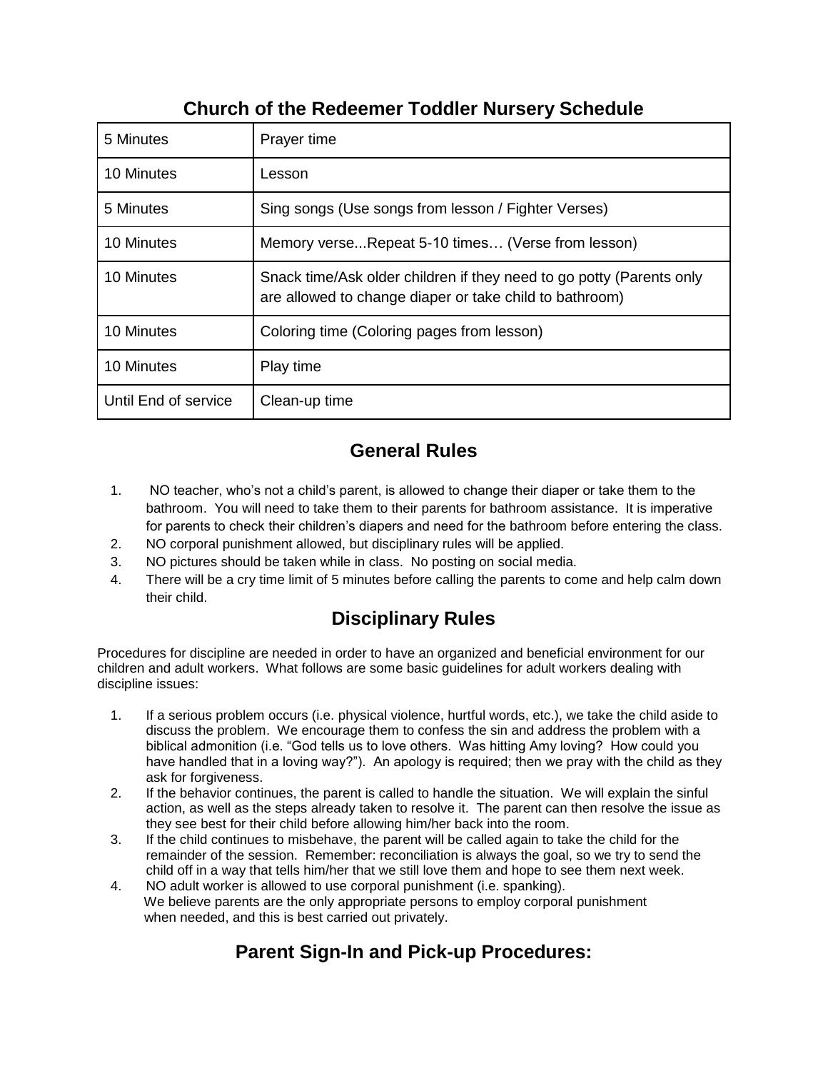# Church of the Redeemer Toddler Nursery Schedule

| 5 Minutes | Prayer time |
|---|---|
| 10 Minutes | Lesson |
| 5 Minutes | Sing songs (Use songs from lesson / Fighter Verses) |
| 10 Minutes | Memory verse...Repeat 5-10 times… (Verse from lesson) |
| 10 Minutes | Snack time/Ask older children if they need to go potty (Parents only are allowed to change diaper or take child to bathroom) |
| 10 Minutes | Coloring time (Coloring pages from lesson) |
| 10 Minutes | Play time |
| Until End of service | Clean-up time |

## General Rules

1. NO teacher, who's not a child's parent, is allowed to change their diaper or take them to the bathroom. You will need to take them to their parents for bathroom assistance. It is imperative for parents to check their children's diapers and need for the bathroom before entering the class.
2. NO corporal punishment allowed, but disciplinary rules will be applied.
3. NO pictures should be taken while in class. No posting on social media.
4. There will be a cry time limit of 5 minutes before calling the parents to come and help calm down their child.

## Disciplinary Rules

Procedures for discipline are needed in order to have an organized and beneficial environment for our children and adult workers. What follows are some basic guidelines for adult workers dealing with discipline issues:

1. If a serious problem occurs (i.e. physical violence, hurtful words, etc.), we take the child aside to discuss the problem. We encourage them to confess the sin and address the problem with a biblical admonition (i.e. "God tells us to love others. Was hitting Amy loving? How could you have handled that in a loving way?"). An apology is required; then we pray with the child as they ask for forgiveness.
2. If the behavior continues, the parent is called to handle the situation. We will explain the sinful action, as well as the steps already taken to resolve it. The parent can then resolve the issue as they see best for their child before allowing him/her back into the room.
3. If the child continues to misbehave, the parent will be called again to take the child for the remainder of the session. Remember: reconciliation is always the goal, so we try to send the child off in a way that tells him/her that we still love them and hope to see them next week.
4. NO adult worker is allowed to use corporal punishment (i.e. spanking). We believe parents are the only appropriate persons to employ corporal punishment when needed, and this is best carried out privately.

## Parent Sign-In and Pick-up Procedures: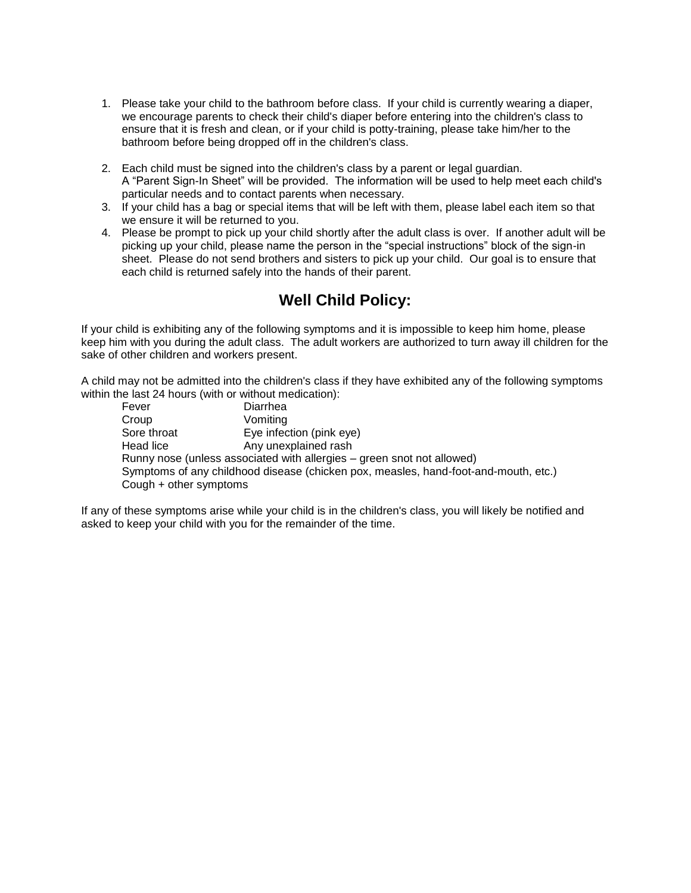1. Please take your child to the bathroom before class. If your child is currently wearing a diaper, we encourage parents to check their child's diaper before entering into the children's class to ensure that it is fresh and clean, or if your child is potty-training, please take him/her to the bathroom before being dropped off in the children's class.

2. Each child must be signed into the children's class by a parent or legal guardian. A "Parent Sign-In Sheet" will be provided. The information will be used to help meet each child's particular needs and to contact parents when necessary.
3. If your child has a bag or special items that will be left with them, please label each item so that we ensure it will be returned to you.
4. Please be prompt to pick up your child shortly after the adult class is over. If another adult will be picking up your child, please name the person in the "special instructions" block of the sign-in sheet. Please do not send brothers and sisters to pick up your child. Our goal is to ensure that each child is returned safely into the hands of their parent.

## Well Child Policy:

If your child is exhibiting any of the following symptoms and it is impossible to keep him home, please keep him with you during the adult class. The adult workers are authorized to turn away ill children for the sake of other children and workers present.

A child may not be admitted into the children's class if they have exhibited any of the following symptoms within the last 24 hours (with or without medication):

| | |
|---|---|
| Fever | Diarrhea |
| Croup | Vomiting |
| Sore throat | Eye infection (pink eye) |
| Head lice | Any unexplained rash |

Runny nose (unless associated with allergies – green snot not allowed)
Symptoms of any childhood disease (chicken pox, measles, hand-foot-and-mouth, etc.)
Cough + other symptoms

If any of these symptoms arise while your child is in the children's class, you will likely be notified and asked to keep your child with you for the remainder of the time.